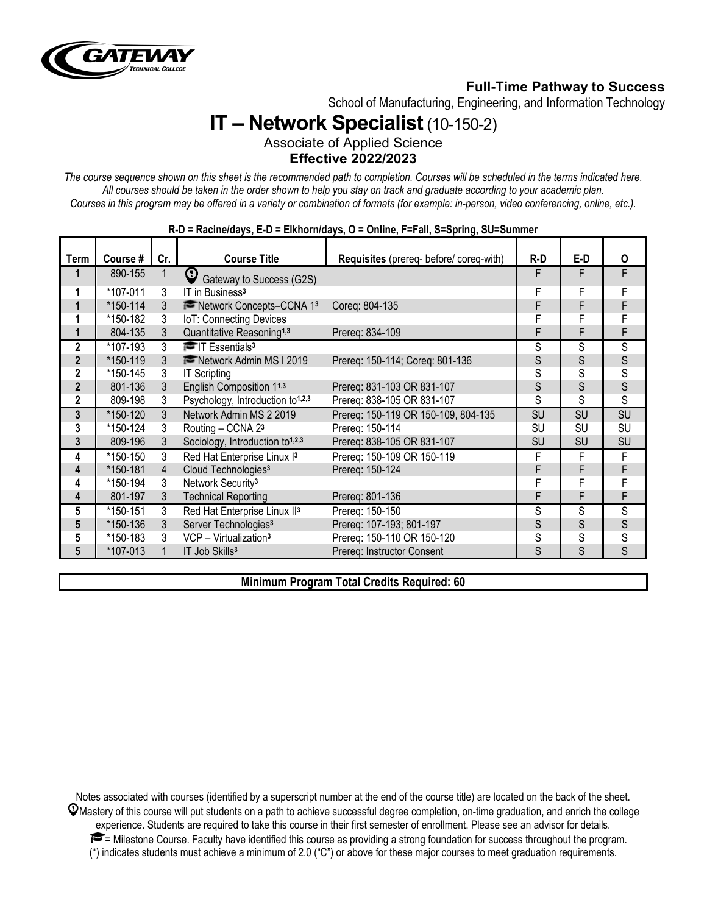**Full-Time Pathway to Success**

School of Manufacturing, Engineering, and Information Technology

# IT – Network Specialist (10-150-2)

Associate of Applied Science

**Effective 2022/2023**

*The course sequence shown on this sheet is the recommended path to completion. Courses will be scheduled in the terms indicated here. All courses should be taken in the order shown to help you stay on track and graduate according to your academic plan. Courses in this program may be offered in a variety or combination of formats (for example: in-person, video conferencing, online, etc.).*

**R-D = Racine/days, E-D = Elkhorn/days, O = Online, F=Fall, S=Spring, SU=Summer**

| Term | Course # | Cr. | Course Title | Requisites (prereq- before/ coreq-with) | R-D | E-D | O |
|---|---|---|---|---|---|---|---|
| 1 | 890-155 | 1 | Gateway to Success (G2S) | | F | F | F |
| 1 | *107-011 | 3 | IT in Business[3] | | F | F | F |
| 1 | *150-114 | 3 | Network Concepts–CCNA 1[3] | Coreq: 804-135 | F | F | F |
| 1 | *150-182 | 3 | IoT: Connecting Devices | | F | F | F |
| 1 | 804-135 | 3 | Quantitative Reasoning[1,3] | Prereq: 834-109 | F | F | F |
| 2 | *107-193 | 3 | IT Essentials[3] | | S | S | S |
| 2 | *150-119 | 3 | Network Admin MS I 2019 | Prereq: 150-114; Coreq: 801-136 | S | S | S |
| 2 | *150-145 | 3 | IT Scripting | | S | S | S |
| 2 | 801-136 | 3 | English Composition 1[1,3] | Prereq: 831-103 OR 831-107 | S | S | S |
| 2 | 809-198 | 3 | Psychology, Introduction to[1,2,3] | Prereq: 838-105 OR 831-107 | S | S | S |
| 3 | *150-120 | 3 | Network Admin MS 2 2019 | Prereq: 150-119 OR 150-109, 804-135 | SU | SU | SU |
| 3 | *150-124 | 3 | Routing – CCNA 2[3] | Prereq: 150-114 | SU | SU | SU |
| 3 | 809-196 | 3 | Sociology, Introduction to[1,2,3] | Prereq: 838-105 OR 831-107 | SU | SU | SU |
| 4 | *150-150 | 3 | Red Hat Enterprise Linux I[3] | Prereq: 150-109 OR 150-119 | F | F | F |
| 4 | *150-181 | 4 | Cloud Technologies[3] | Prereq: 150-124 | F | F | F |
| 4 | *150-194 | 3 | Network Security[3] | | F | F | F |
| 4 | 801-197 | 3 | Technical Reporting | Prereq: 801-136 | F | F | F |
| 5 | *150-151 | 3 | Red Hat Enterprise Linux II[3] | Prereq: 150-150 | S | S | S |
| 5 | *150-136 | 3 | Server Technologies[3] | Prereq: 107-193; 801-197 | S | S | S |
| 5 | *150-183 | 3 | VCP – Virtualization[3] | Prereq: 150-110 OR 150-120 | S | S | S |
| 5 | *107-013 | 1 | IT Job Skills[3] | Prereq: Instructor Consent | S | S | S |

**Minimum Program Total Credits Required: 60**

Notes associated with courses (identified by a superscript number at the end of the course title) are located on the back of the sheet.

Mastery of this course will put students on a path to achieve successful degree completion, on-time graduation, and enrich the college experience. Students are required to take this course in their first semester of enrollment. Please see an advisor for details.

= Milestone Course. Faculty have identified this course as providing a strong foundation for success throughout the program.

(*) indicates students must achieve a minimum of 2.0 ("C") or above for these major courses to meet graduation requirements.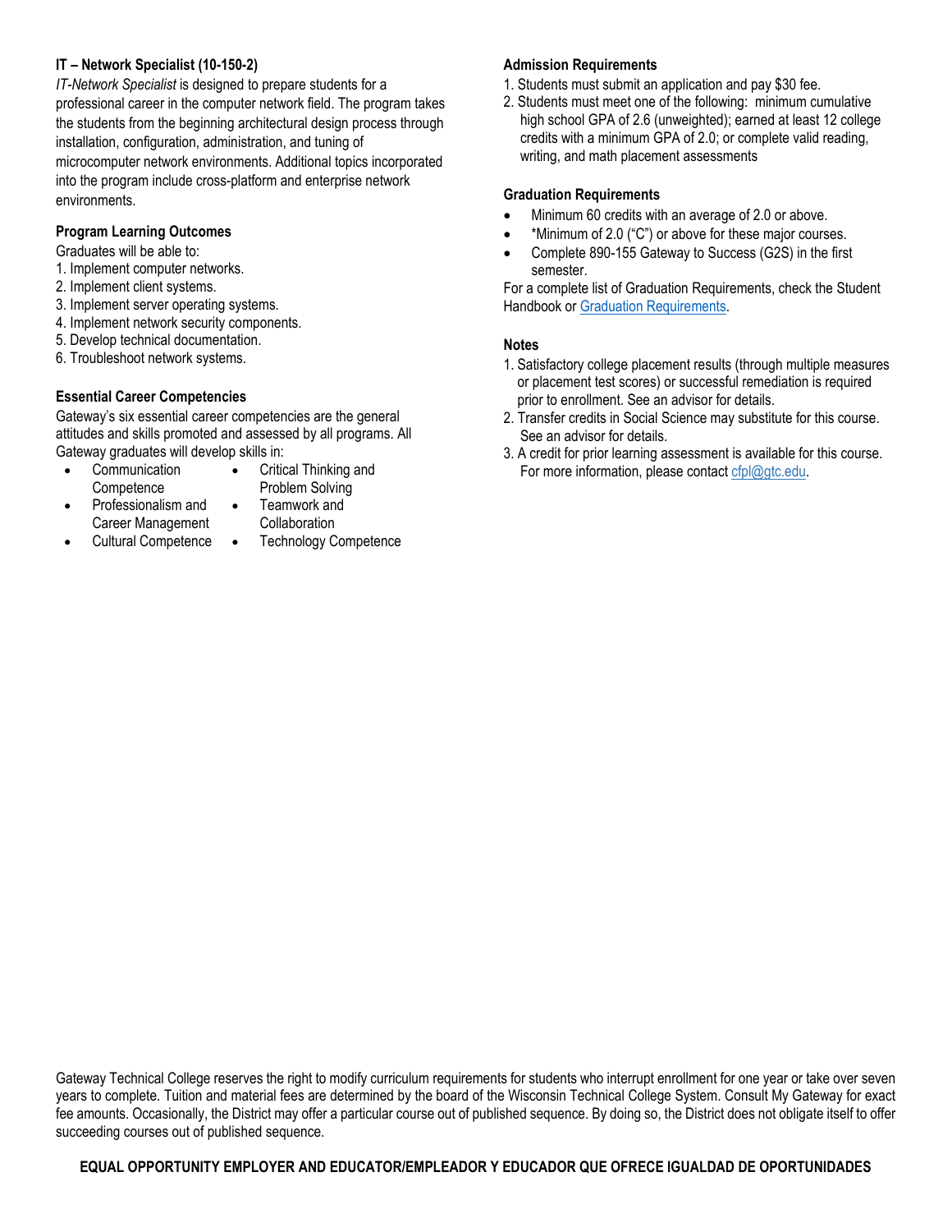### IT – Network Specialist (10-150-2)

*IT-Network Specialist* is designed to prepare students for a professional career in the computer network field. The program takes the students from the beginning architectural design process through installation, configuration, administration, and tuning of microcomputer network environments. Additional topics incorporated into the program include cross-platform and enterprise network environments.

### Program Learning Outcomes

Graduates will be able to:

1. Implement computer networks.
2. Implement client systems.
3. Implement server operating systems.
4. Implement network security components.
5. Develop technical documentation.
6. Troubleshoot network systems.

### Essential Career Competencies

Gateway's six essential career competencies are the general attitudes and skills promoted and assessed by all programs. All Gateway graduates will develop skills in:

- Communication Competence
- Critical Thinking and Problem Solving
- Professionalism and Career Management
- Teamwork and Collaboration
- Cultural Competence
- Technology Competence

### Admission Requirements

1. Students must submit an application and pay $30 fee.
2. Students must meet one of the following: minimum cumulative high school GPA of 2.6 (unweighted); earned at least 12 college credits with a minimum GPA of 2.0; or complete valid reading, writing, and math placement assessments

### Graduation Requirements

- Minimum 60 credits with an average of 2.0 or above.
- *Minimum of 2.0 ("C") or above for these major courses.
- Complete 890-155 Gateway to Success (G2S) in the first semester.

For a complete list of Graduation Requirements, check the Student Handbook or [Graduation Requirements](Graduation Requirements).

### Notes

1. Satisfactory college placement results (through multiple measures or placement test scores) or successful remediation is required prior to enrollment. See an advisor for details.
2. Transfer credits in Social Science may substitute for this course. See an advisor for details.
3. A credit for prior learning assessment is available for this course. For more information, please contact [cfpl@gtc.edu](mailto:cfpl@gtc.edu).

Gateway Technical College reserves the right to modify curriculum requirements for students who interrupt enrollment for one year or take over seven years to complete. Tuition and material fees are determined by the board of the Wisconsin Technical College System. Consult My Gateway for exact fee amounts. Occasionally, the District may offer a particular course out of published sequence. By doing so, the District does not obligate itself to offer succeeding courses out of published sequence.

**EQUAL OPPORTUNITY EMPLOYER AND EDUCATOR/EMPLEADOR Y EDUCADOR QUE OFRECE IGUALDAD DE OPORTUNIDADES**